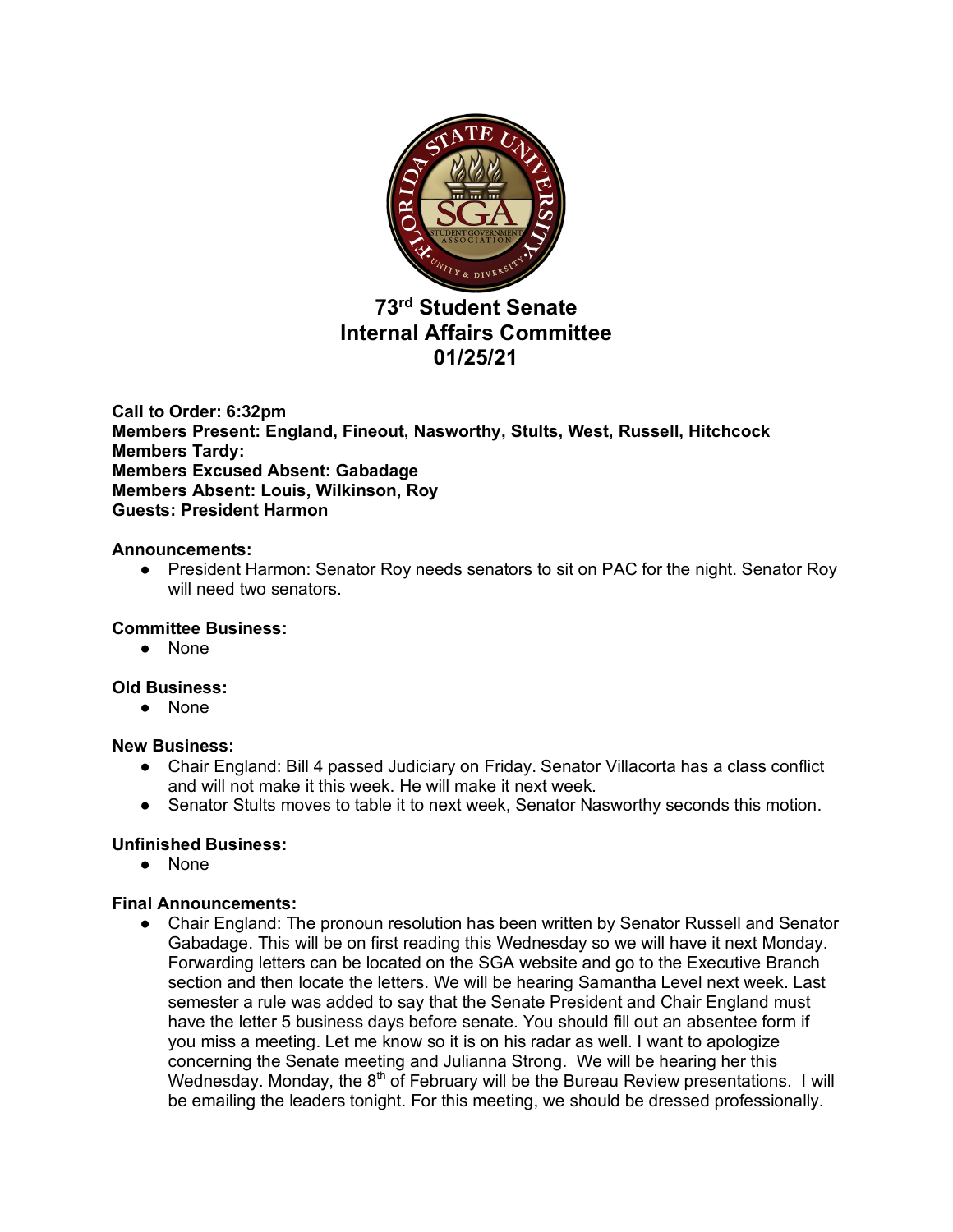# 73rd Student Senate
# Internal Affairs Committee
# 01/25/21

**Call to Order: 6:32pm**
**Members Present: England, Fineout, Nasworthy, Stults, West, Russell, Hitchcock**
**Members Tardy:**
**Members Excused Absent: Gabadage**
**Members Absent: Louis, Wilkinson, Roy**
**Guests: President Harmon**

**Announcements:**

- President Harmon: Senator Roy needs senators to sit on PAC for the night. Senator Roy will need two senators.

**Committee Business:**

- None

**Old Business:**

- None

**New Business:**

- Chair England: Bill 4 passed Judiciary on Friday. Senator Villacorta has a class conflict and will not make it this week. He will make it next week.
- Senator Stults moves to table it to next week, Senator Nasworthy seconds this motion.

**Unfinished Business:**

- None

**Final Announcements:**

- Chair England: The pronoun resolution has been written by Senator Russell and Senator Gabadage. This will be on first reading this Wednesday so we will have it next Monday. Forwarding letters can be located on the SGA website and go to the Executive Branch section and then locate the letters. We will be hearing Samantha Level next week. Last semester a rule was added to say that the Senate President and Chair England must have the letter 5 business days before senate. You should fill out an absentee form if you miss a meeting. Let me know so it is on his radar as well. I want to apologize concerning the Senate meeting and Julianna Strong. We will be hearing her this Wednesday. Monday, the 8th of February will be the Bureau Review presentations. I will be emailing the leaders tonight. For this meeting, we should be dressed professionally.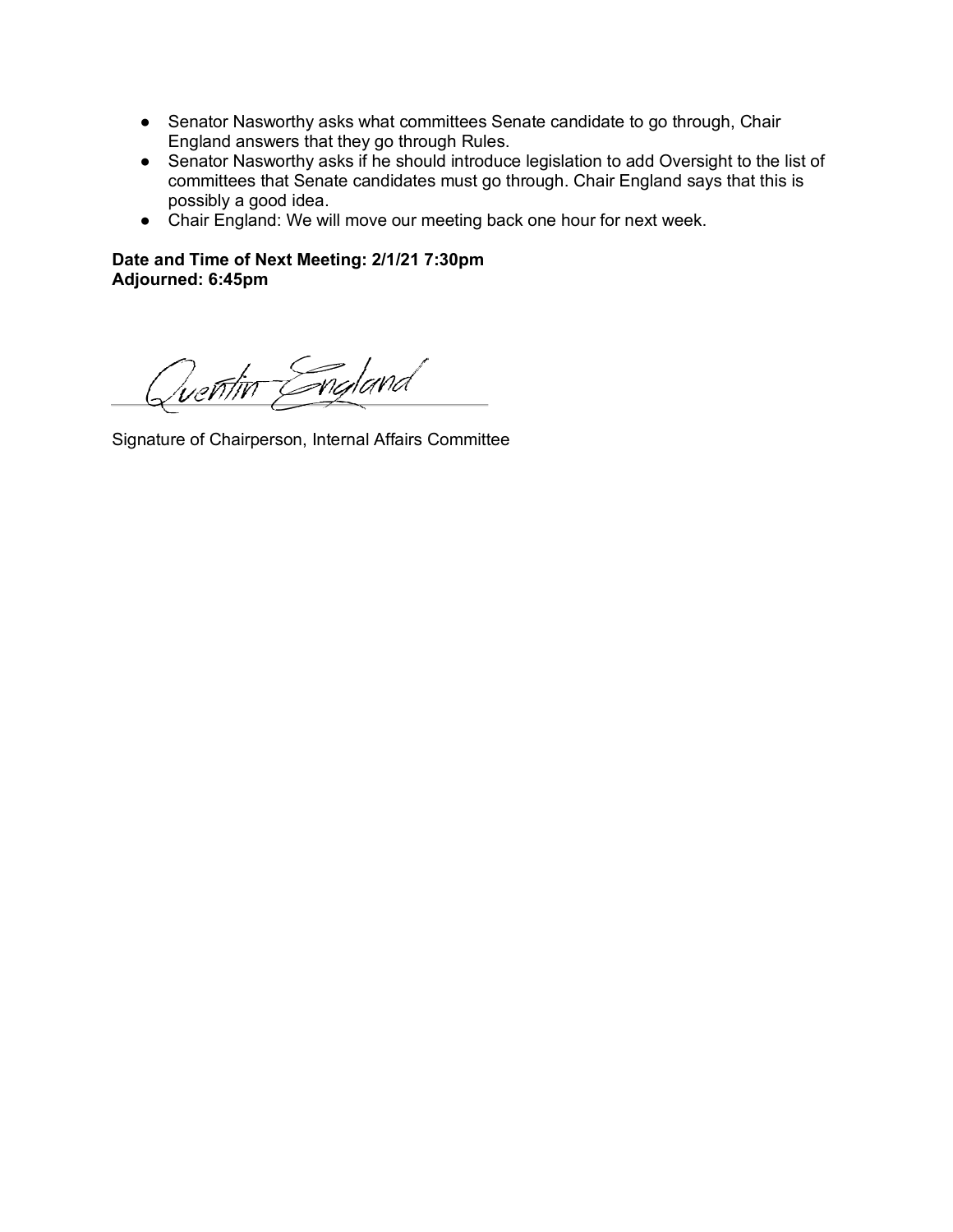- Senator Nasworthy asks what committees Senate candidate to go through, Chair England answers that they go through Rules.
- Senator Nasworthy asks if he should introduce legislation to add Oversight to the list of committees that Senate candidates must go through. Chair England says that this is possibly a good idea.
- Chair England: We will move our meeting back one hour for next week.

**Date and Time of Next Meeting: 2/1/21 7:30pm**
**Adjourned: 6:45pm**

Quentin England

Signature of Chairperson, Internal Affairs Committee